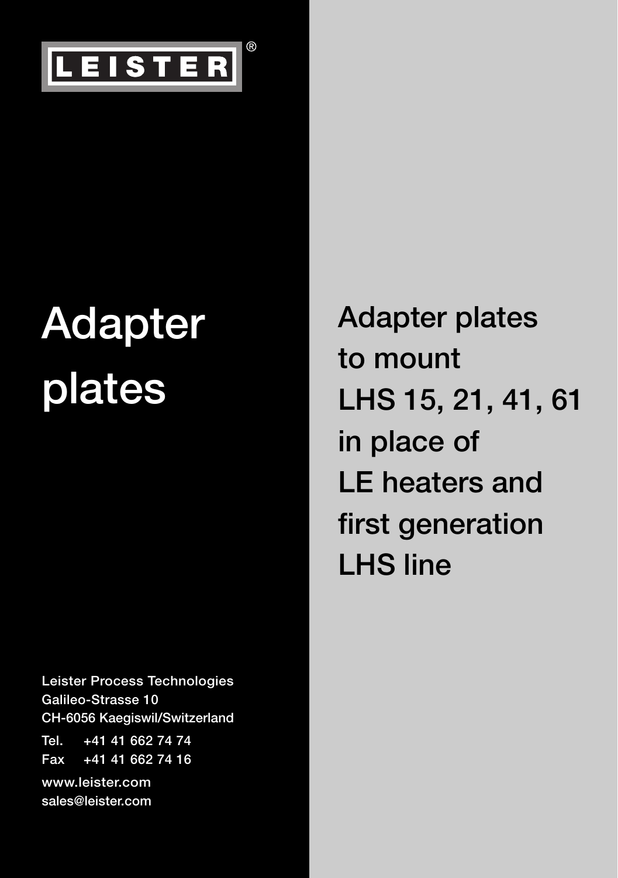LEISTER®

# Adapter plates

## Adapter plates to mount LHS 15, 21, 41, 61 in place of LE heaters and first generation LHS line

Leister Process Technologies
Galileo-Strasse 10
CH-6056 Kaegiswil/Switzerland

Tel. +41 41 662 74 74
Fax +41 41 662 74 16

www.leister.com
sales@leister.com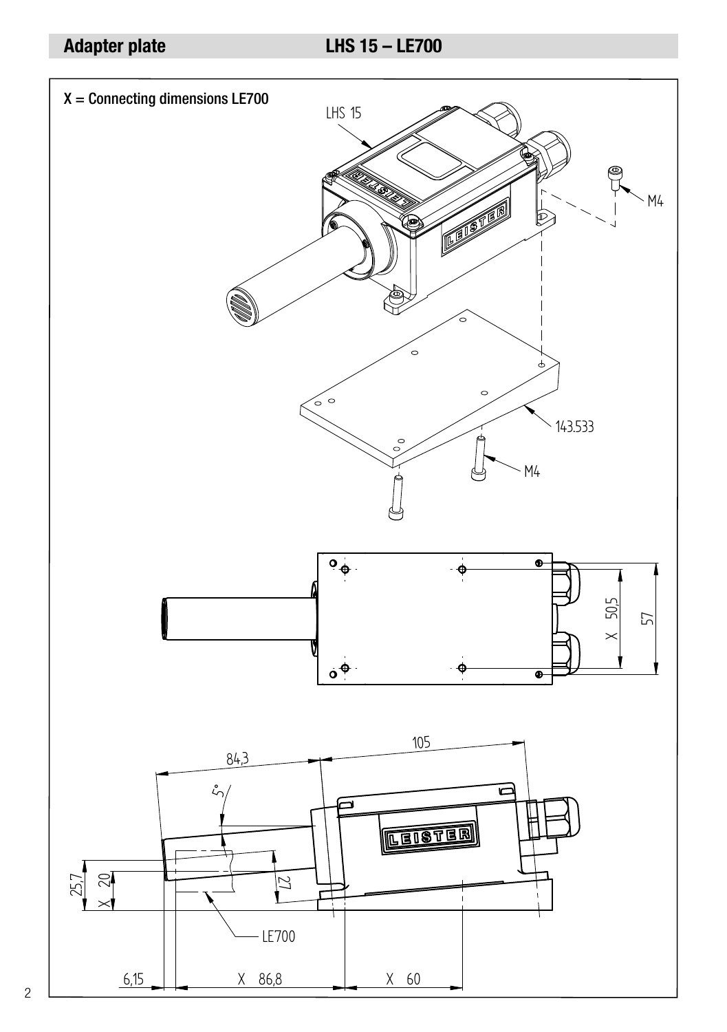## Adapter plate LHS 15 – LE700

X = Connecting dimensions LE700

LHS 15

M4

143.533

M4

X 50,5

57

84,3

105

5°

25,7

X 20

27

LE700

6,15

X 86,8

X 60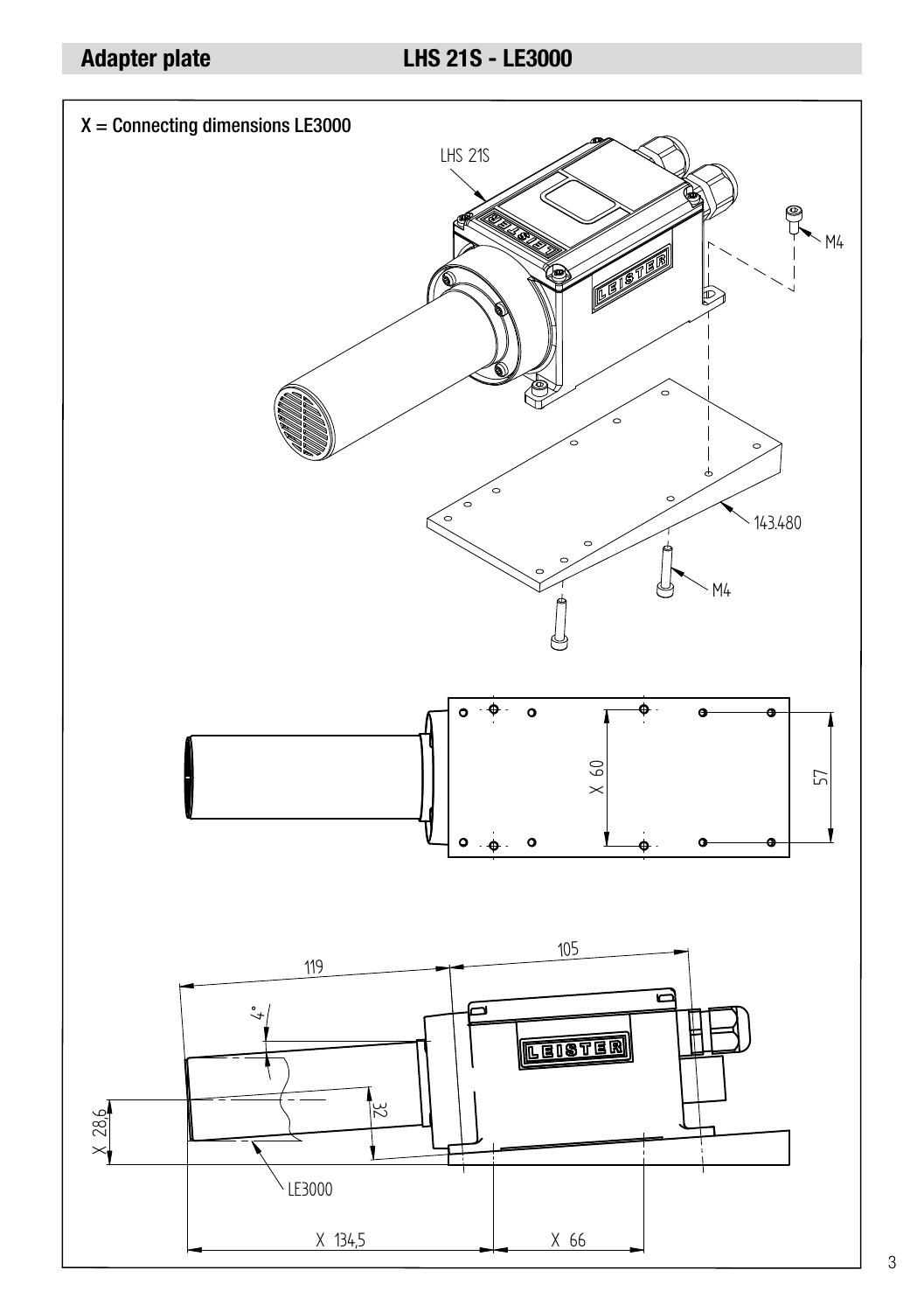## Adapter plate LHS 21S - LE3000

X = Connecting dimensions LE3000

LHS 21S

M4

143.480

M4

X 60

57

119

105

4°

X 28,6

32

LE3000

X 134,5

X 66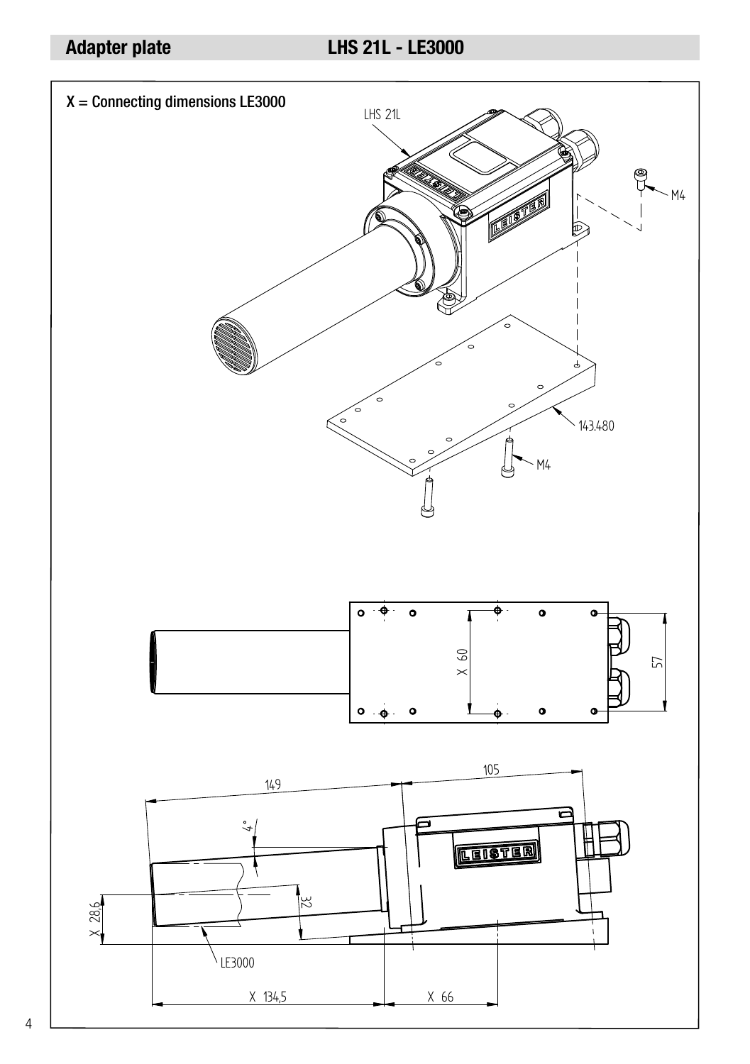# Adapter plate LHS 21L - LE3000

X = Connecting dimensions LE3000

LHS 21L

M4

143.480

M4

X 60

57

149

105

4°

32

X 28,6

LE3000

X 134,5

X 66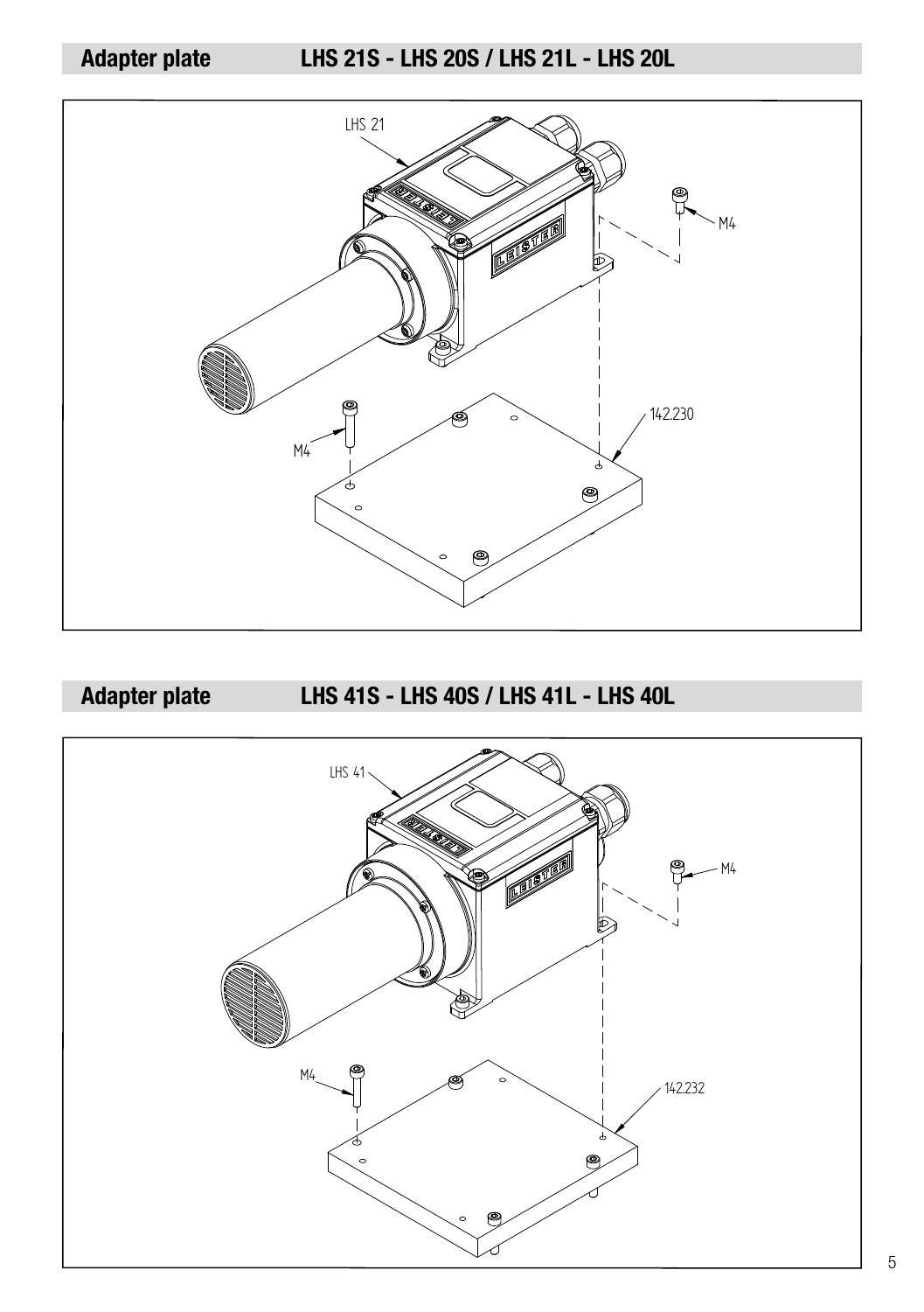## Adapter plate LHS 21S - LHS 20S / LHS 21L - LHS 20L

LHS 21

M4

M4

142.230

## Adapter plate LHS 41S - LHS 40S / LHS 41L - LHS 40L

LHS 41

M4

M4

142.232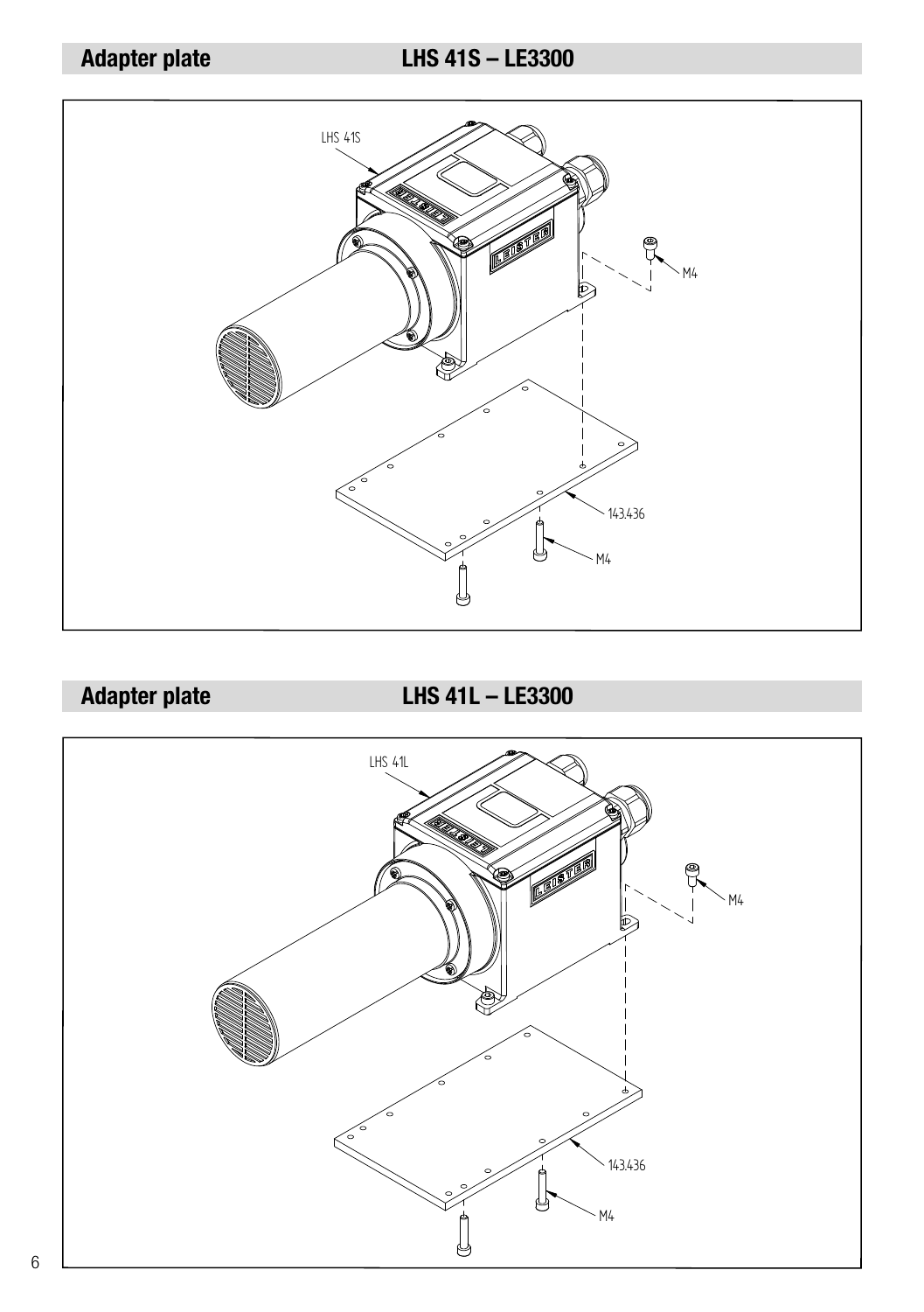## Adapter plate LHS 41S – LE3300

LHS 41S

M4

143.436

M4

## Adapter plate LHS 41L – LE3300

LHS 41L

M4

143.436

M4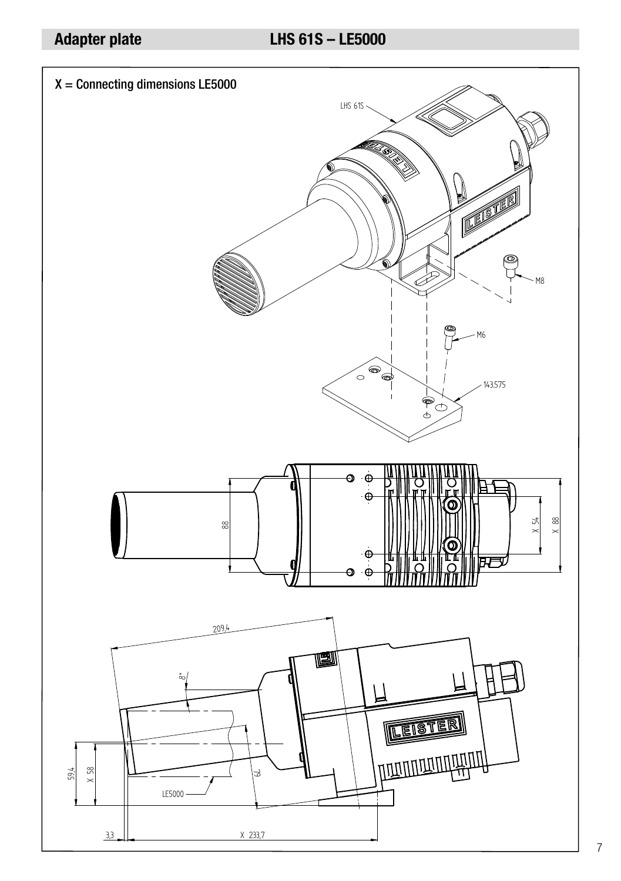## Adapter plate LHS 61S – LE5000

X = Connecting dimensions LE5000

LHS 61S

M8

M6

143.575

88

X 54

X 88

209,4

8°

79

59,4

X 58

LE5000

3,3

X 233,7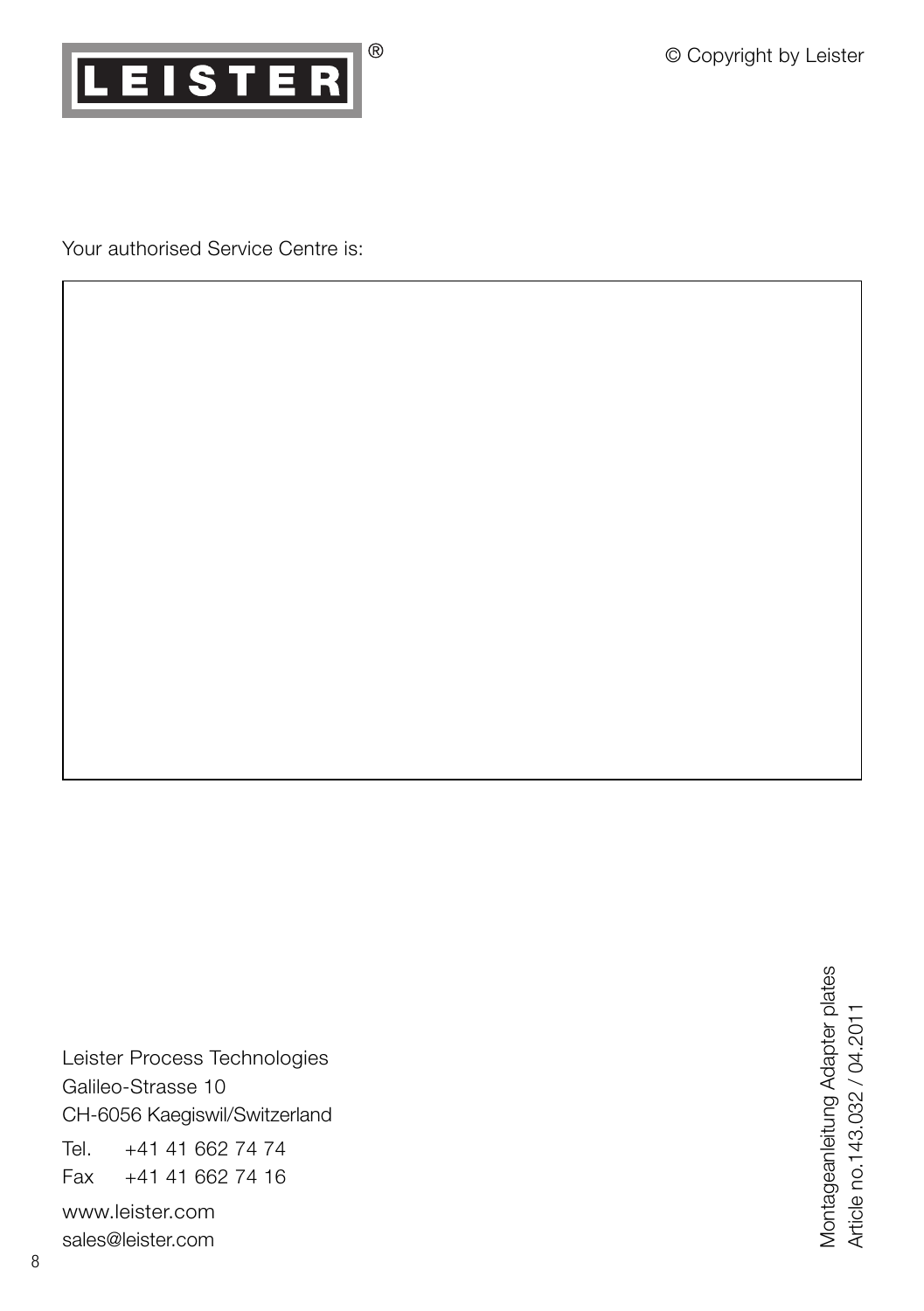LEISTER®

© Copyright by Leister

Your authorised Service Centre is:

Leister Process Technologies
Galileo-Strasse 10
CH-6056 Kaegiswil/Switzerland

Tel. +41 41 662 74 74
Fax +41 41 662 74 16

www.leister.com
sales@leister.com

Montageanleitung Adapter plates
Article no.143.032 / 04.2011